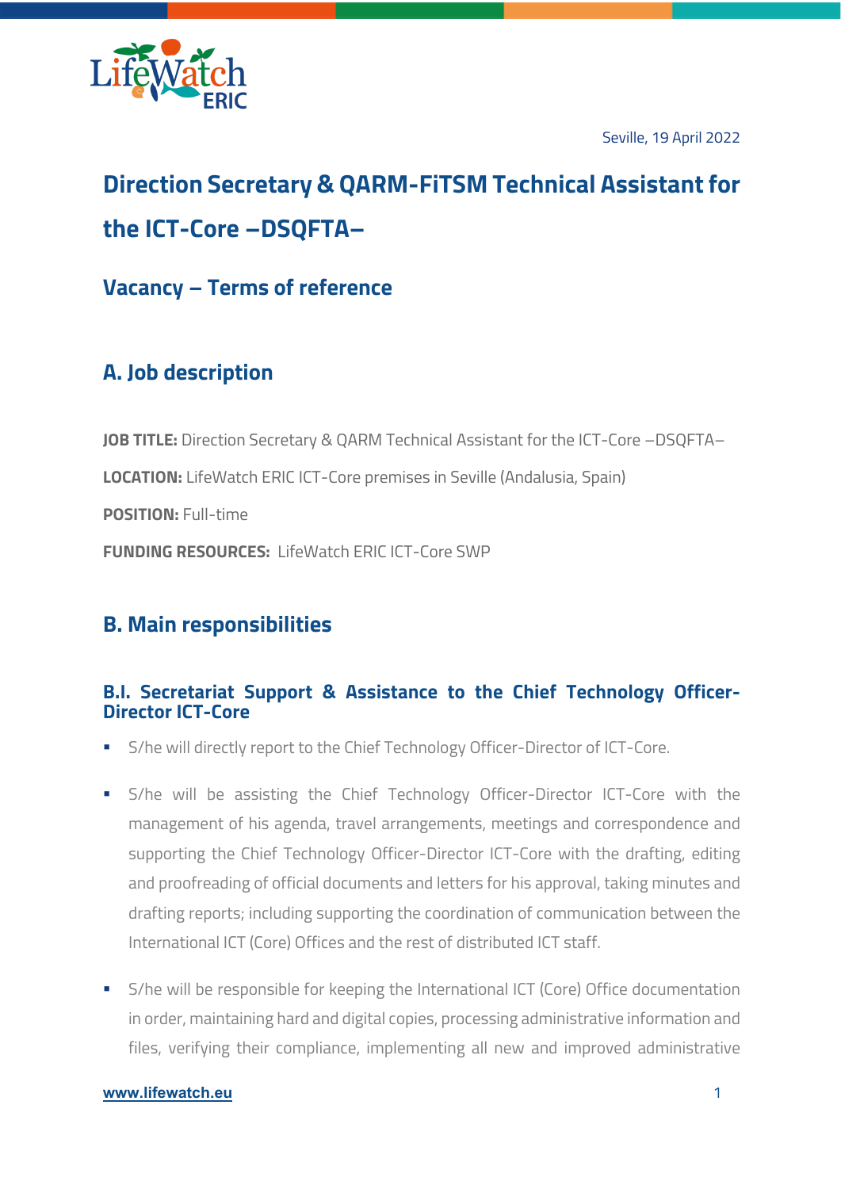Seville, 19 April 2022

# Direction Secretary & QARM-FiTSM Technical Assistant for the ICT-Core –DSQFTA–

## Vacancy – Terms of reference

## A. Job description

**JOB TITLE:** Direction Secretary & QARM Technical Assistant for the ICT-Core –DSQFTA–

**LOCATION:** LifeWatch ERIC ICT-Core premises in Seville (Andalusia, Spain)

**POSITION:** Full-time

**FUNDING RESOURCES:** LifeWatch ERIC ICT-Core SWP

## B. Main responsibilities

### B.I. Secretariat Support & Assistance to the Chief Technology Officer-Director ICT-Core

- S/he will directly report to the Chief Technology Officer-Director of ICT-Core.
- S/he will be assisting the Chief Technology Officer-Director ICT-Core with the management of his agenda, travel arrangements, meetings and correspondence and supporting the Chief Technology Officer-Director ICT-Core with the drafting, editing and proofreading of official documents and letters for his approval, taking minutes and drafting reports; including supporting the coordination of communication between the International ICT (Core) Offices and the rest of distributed ICT staff.
- S/he will be responsible for keeping the International ICT (Core) Office documentation in order, maintaining hard and digital copies, processing administrative information and files, verifying their compliance, implementing all new and improved administrative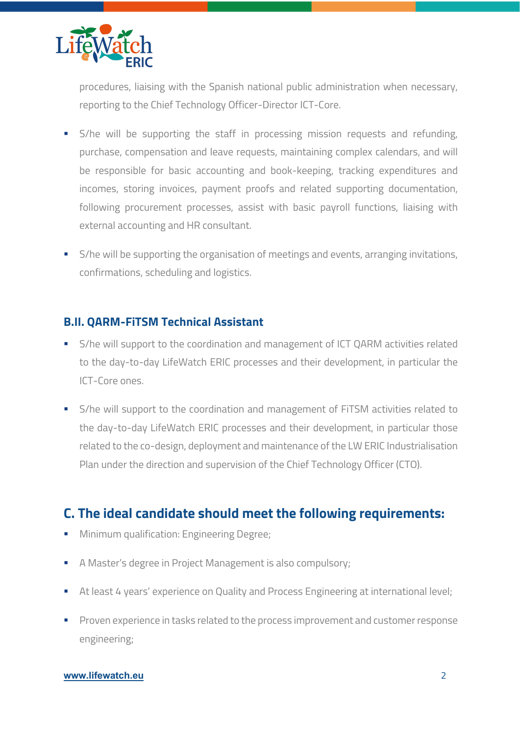procedures, liaising with the Spanish national public administration when necessary, reporting to the Chief Technology Officer-Director ICT-Core.

- S/he will be supporting the staff in processing mission requests and refunding, purchase, compensation and leave requests, maintaining complex calendars, and will be responsible for basic accounting and book-keeping, tracking expenditures and incomes, storing invoices, payment proofs and related supporting documentation, following procurement processes, assist with basic payroll functions, liaising with external accounting and HR consultant.
- S/he will be supporting the organisation of meetings and events, arranging invitations, confirmations, scheduling and logistics.

### B.II. QARM-FiTSM Technical Assistant

- S/he will support to the coordination and management of ICT QARM activities related to the day-to-day LifeWatch ERIC processes and their development, in particular the ICT-Core ones.
- S/he will support to the coordination and management of FiTSM activities related to the day-to-day LifeWatch ERIC processes and their development, in particular those related to the co-design, deployment and maintenance of the LW ERIC Industrialisation Plan under the direction and supervision of the Chief Technology Officer (CTO).

## C. The ideal candidate should meet the following requirements:

- Minimum qualification: Engineering Degree;
- A Master's degree in Project Management is also compulsory;
- At least 4 years' experience on Quality and Process Engineering at international level;
- Proven experience in tasks related to the process improvement and customer response engineering;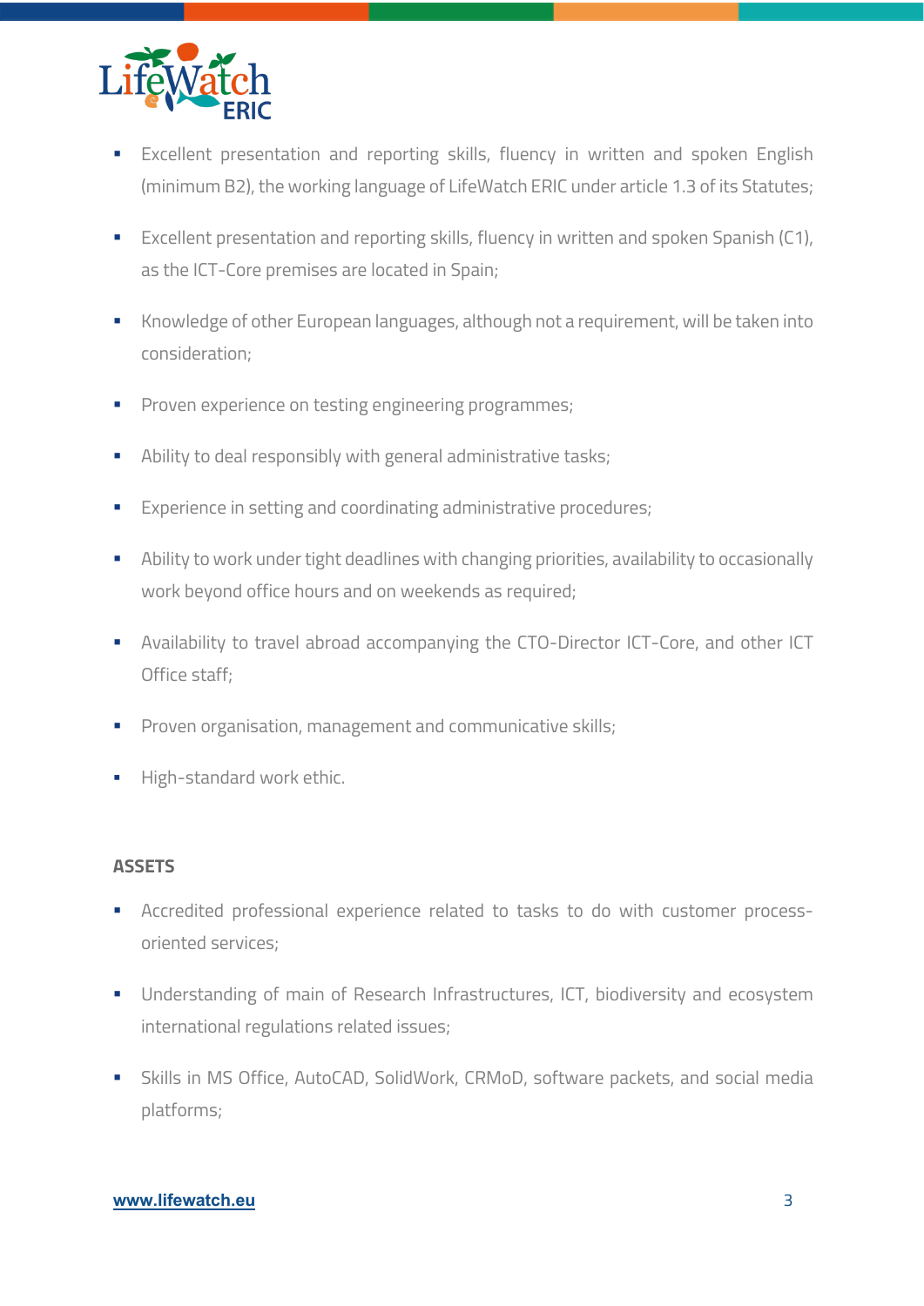- Excellent presentation and reporting skills, fluency in written and spoken English (minimum B2), the working language of LifeWatch ERIC under article 1.3 of its Statutes;
- Excellent presentation and reporting skills, fluency in written and spoken Spanish (C1), as the ICT-Core premises are located in Spain;
- Knowledge of other European languages, although not a requirement, will be taken into consideration;
- Proven experience on testing engineering programmes;
- Ability to deal responsibly with general administrative tasks;
- Experience in setting and coordinating administrative procedures;
- Ability to work under tight deadlines with changing priorities, availability to occasionally work beyond office hours and on weekends as required;
- Availability to travel abroad accompanying the CTO-Director ICT-Core, and other ICT Office staff;
- Proven organisation, management and communicative skills;
- High-standard work ethic.

**ASSETS**

- Accredited professional experience related to tasks to do with customer process-oriented services;
- Understanding of main of Research Infrastructures, ICT, biodiversity and ecosystem international regulations related issues;
- Skills in MS Office, AutoCAD, SolidWork, CRMoD, software packets, and social media platforms;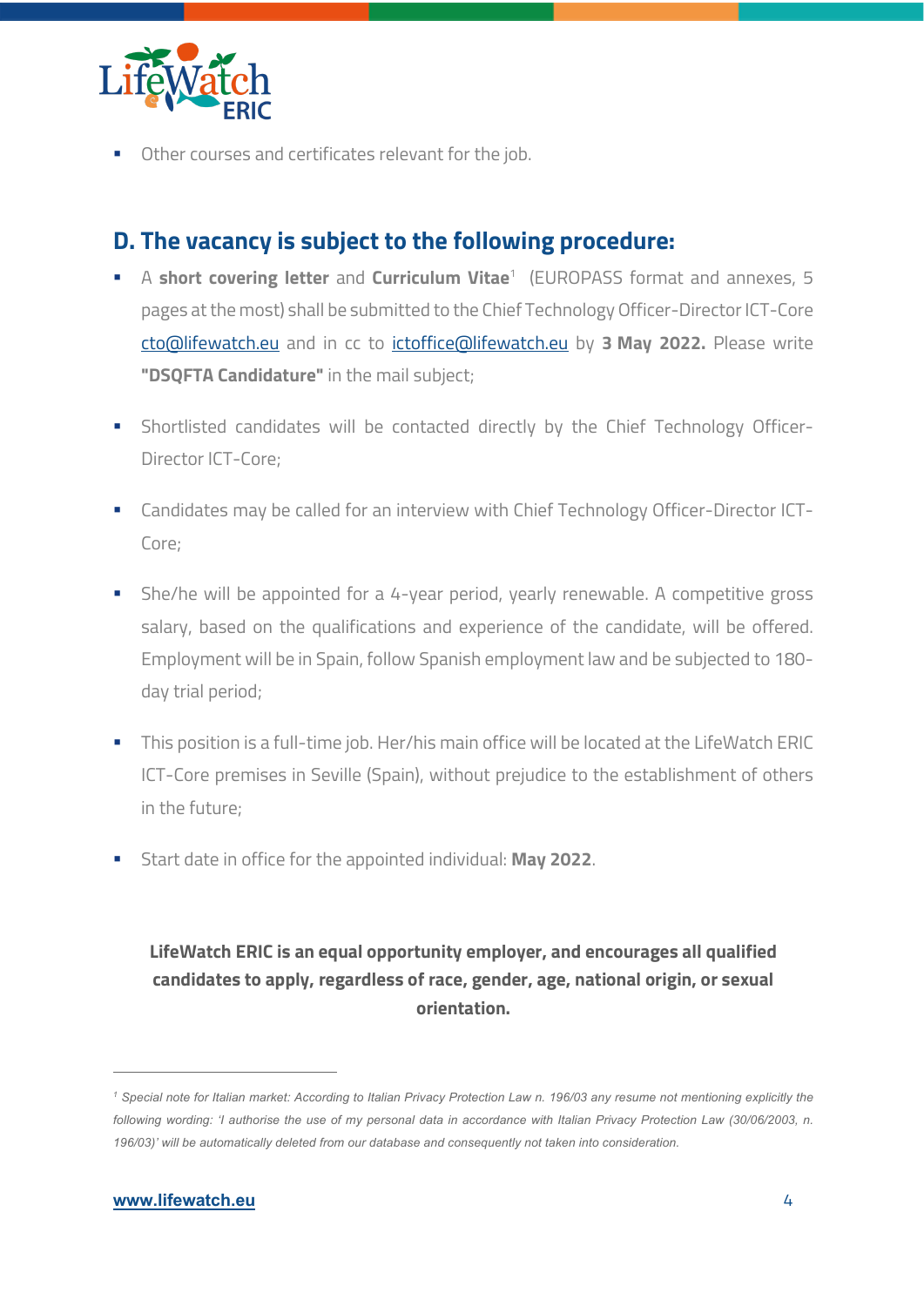- Other courses and certificates relevant for the job.

## D. The vacancy is subject to the following procedure:

- A **short covering letter** and **Curriculum Vitae**[1] (EUROPASS format and annexes, 5 pages at the most) shall be submitted to the Chief Technology Officer-Director ICT-Core cto@lifewatch.eu and in cc to ictoffice@lifewatch.eu by **3 May 2022.** Please write **"DSQFTA Candidature"** in the mail subject;

- Shortlisted candidates will be contacted directly by the Chief Technology Officer-Director ICT-Core;

- Candidates may be called for an interview with Chief Technology Officer-Director ICT-Core;

- She/he will be appointed for a 4-year period, yearly renewable. A competitive gross salary, based on the qualifications and experience of the candidate, will be offered. Employment will be in Spain, follow Spanish employment law and be subjected to 180-day trial period;

- This position is a full-time job. Her/his main office will be located at the LifeWatch ERIC ICT-Core premises in Seville (Spain), without prejudice to the establishment of others in the future;

- Start date in office for the appointed individual: **May 2022**.

**LifeWatch ERIC is an equal opportunity employer, and encourages all qualified candidates to apply, regardless of race, gender, age, national origin, or sexual orientation.**

---

[1] *Special note for Italian market: According to Italian Privacy Protection Law n. 196/03 any resume not mentioning explicitly the following wording: 'I authorise the use of my personal data in accordance with Italian Privacy Protection Law (30/06/2003, n. 196/03)' will be automatically deleted from our database and consequently not taken into consideration.*